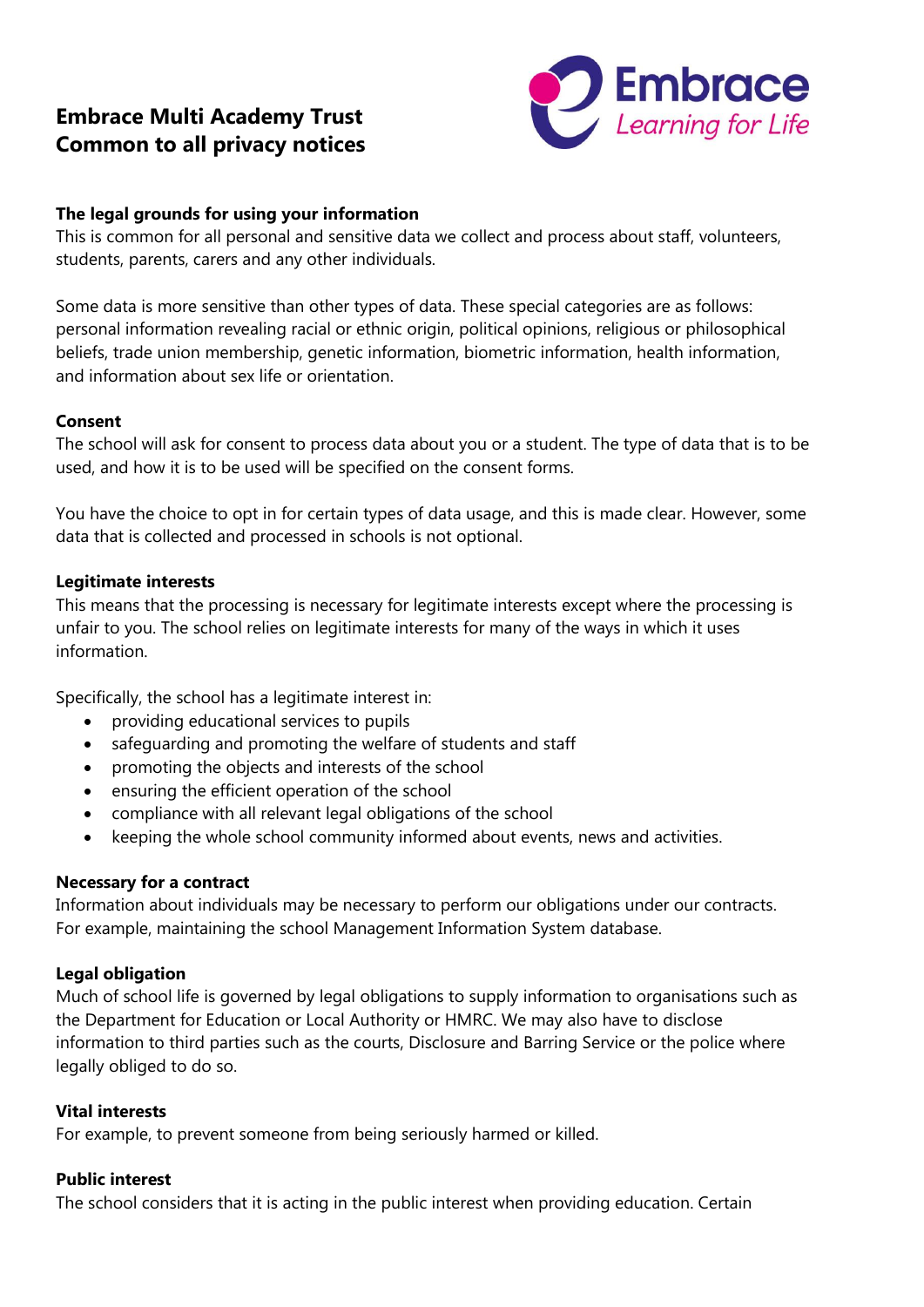# Embrace Multi Academy Trust
# Common to all privacy notices

Embrace
*Learning for Life*

### The legal grounds for using your information

This is common for all personal and sensitive data we collect and process about staff, volunteers, students, parents, carers and any other individuals.

Some data is more sensitive than other types of data. These special categories are as follows: personal information revealing racial or ethnic origin, political opinions, religious or philosophical beliefs, trade union membership, genetic information, biometric information, health information, and information about sex life or orientation.

### Consent

The school will ask for consent to process data about you or a student. The type of data that is to be used, and how it is to be used will be specified on the consent forms.

You have the choice to opt in for certain types of data usage, and this is made clear. However, some data that is collected and processed in schools is not optional.

### Legitimate interests

This means that the processing is necessary for legitimate interests except where the processing is unfair to you. The school relies on legitimate interests for many of the ways in which it uses information.

Specifically, the school has a legitimate interest in:

- providing educational services to pupils
- safeguarding and promoting the welfare of students and staff
- promoting the objects and interests of the school
- ensuring the efficient operation of the school
- compliance with all relevant legal obligations of the school
- keeping the whole school community informed about events, news and activities.

### Necessary for a contract

Information about individuals may be necessary to perform our obligations under our contracts. For example, maintaining the school Management Information System database.

### Legal obligation

Much of school life is governed by legal obligations to supply information to organisations such as the Department for Education or Local Authority or HMRC. We may also have to disclose information to third parties such as the courts, Disclosure and Barring Service or the police where legally obliged to do so.

### Vital interests

For example, to prevent someone from being seriously harmed or killed.

### Public interest

The school considers that it is acting in the public interest when providing education. Certain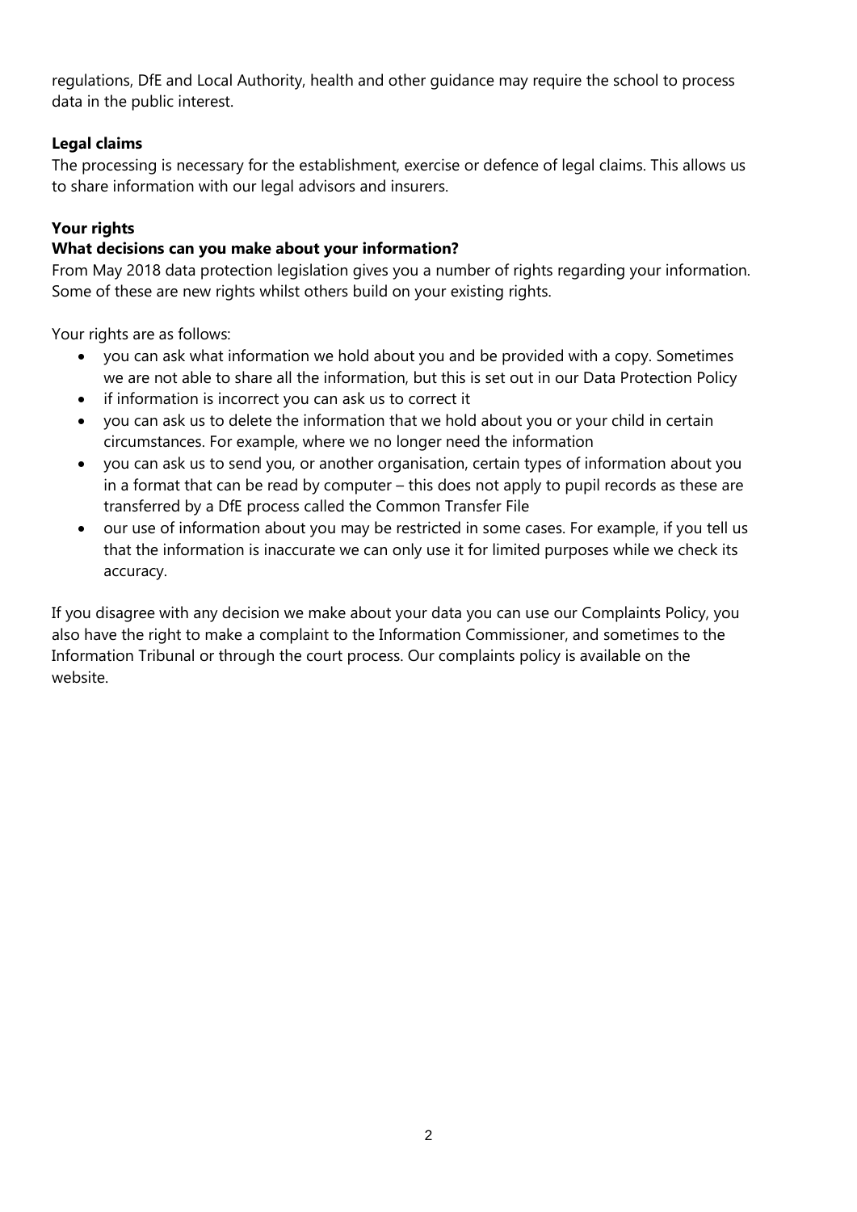regulations, DfE and Local Authority, health and other guidance may require the school to process data in the public interest.

**Legal claims**
The processing is necessary for the establishment, exercise or defence of legal claims. This allows us to share information with our legal advisors and insurers.

**Your rights**
**What decisions can you make about your information?**
From May 2018 data protection legislation gives you a number of rights regarding your information. Some of these are new rights whilst others build on your existing rights.

Your rights are as follows:

- you can ask what information we hold about you and be provided with a copy. Sometimes we are not able to share all the information, but this is set out in our Data Protection Policy
- if information is incorrect you can ask us to correct it
- you can ask us to delete the information that we hold about you or your child in certain circumstances. For example, where we no longer need the information
- you can ask us to send you, or another organisation, certain types of information about you in a format that can be read by computer – this does not apply to pupil records as these are transferred by a DfE process called the Common Transfer File
- our use of information about you may be restricted in some cases. For example, if you tell us that the information is inaccurate we can only use it for limited purposes while we check its accuracy.

If you disagree with any decision we make about your data you can use our Complaints Policy, you also have the right to make a complaint to the Information Commissioner, and sometimes to the Information Tribunal or through the court process. Our complaints policy is available on the website.